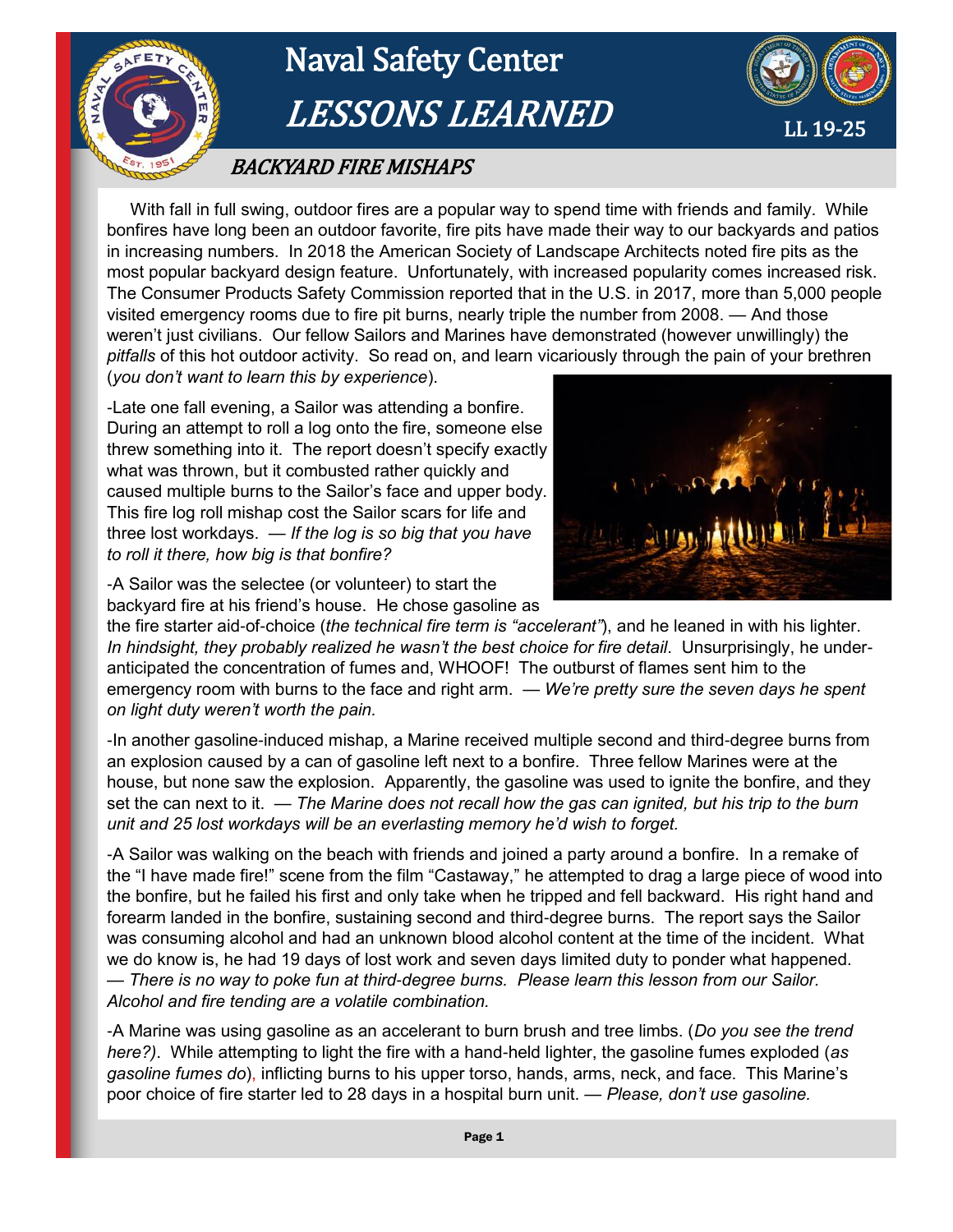# Naval Safety Center

# *LESSONS LEARNED*

LL 19-25

## *BACKYARD FIRE MISHAPS*

With fall in full swing, outdoor fires are a popular way to spend time with friends and family. While bonfires have long been an outdoor favorite, fire pits have made their way to our backyards and patios in increasing numbers. In 2018 the American Society of Landscape Architects noted fire pits as the most popular backyard design feature. Unfortunately, with increased popularity comes increased risk. The Consumer Products Safety Commission reported that in the U.S. in 2017, more than 5,000 people visited emergency rooms due to fire pit burns, nearly triple the number from 2008. — And those weren't just civilians. Our fellow Sailors and Marines have demonstrated (however unwillingly) the *pitfalls* of this hot outdoor activity. So read on, and learn vicariously through the pain of your brethren (*you don't want to learn this by experience*).

-Late one fall evening, a Sailor was attending a bonfire. During an attempt to roll a log onto the fire, someone else threw something into it. The report doesn't specify exactly what was thrown, but it combusted rather quickly and caused multiple burns to the Sailor's face and upper body. This fire log roll mishap cost the Sailor scars for life and three lost workdays. — *If the log is so big that you have to roll it there, how big is that bonfire?*

-A Sailor was the selectee (or volunteer) to start the backyard fire at his friend's house. He chose gasoline as the fire starter aid-of-choice (*the technical fire term is "accelerant"*), and he leaned in with his lighter. *In hindsight, they probably realized he wasn't the best choice for fire detail*. Unsurprisingly, he under-anticipated the concentration of fumes and, WHOOF! The outburst of flames sent him to the emergency room with burns to the face and right arm. — *We're pretty sure the seven days he spent on light duty weren't worth the pain.*

-In another gasoline-induced mishap, a Marine received multiple second and third-degree burns from an explosion caused by a can of gasoline left next to a bonfire. Three fellow Marines were at the house, but none saw the explosion. Apparently, the gasoline was used to ignite the bonfire, and they set the can next to it. — *The Marine does not recall how the gas can ignited, but his trip to the burn unit and 25 lost workdays will be an everlasting memory he'd wish to forget.*

-A Sailor was walking on the beach with friends and joined a party around a bonfire. In a remake of the "I have made fire!" scene from the film "Castaway," he attempted to drag a large piece of wood into the bonfire, but he failed his first and only take when he tripped and fell backward. His right hand and forearm landed in the bonfire, sustaining second and third-degree burns. The report says the Sailor was consuming alcohol and had an unknown blood alcohol content at the time of the incident. What we do know is, he had 19 days of lost work and seven days limited duty to ponder what happened. — *There is no way to poke fun at third-degree burns. Please learn this lesson from our Sailor. Alcohol and fire tending are a volatile combination.*

-A Marine was using gasoline as an accelerant to burn brush and tree limbs. (*Do you see the trend here?)*. While attempting to light the fire with a hand-held lighter, the gasoline fumes exploded (*as gasoline fumes do*), inflicting burns to his upper torso, hands, arms, neck, and face. This Marine's poor choice of fire starter led to 28 days in a hospital burn unit. — *Please, don't use gasoline.*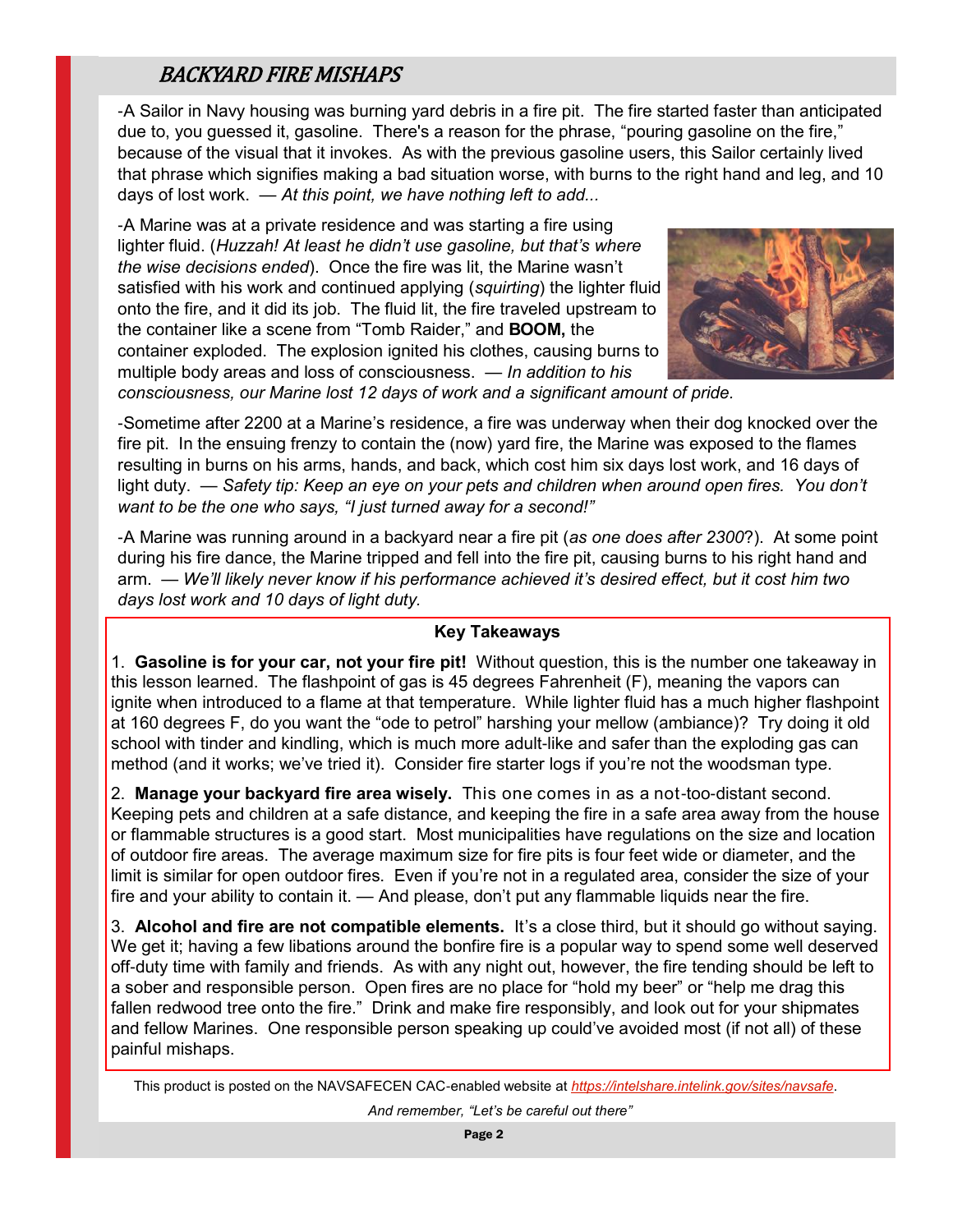## *BACKYARD FIRE MISHAPS*

-A Sailor in Navy housing was burning yard debris in a fire pit. The fire started faster than anticipated due to, you guessed it, gasoline. There's a reason for the phrase, "pouring gasoline on the fire," because of the visual that it invokes. As with the previous gasoline users, this Sailor certainly lived that phrase which signifies making a bad situation worse, with burns to the right hand and leg, and 10 days of lost work. — *At this point, we have nothing left to add...*

-A Marine was at a private residence and was starting a fire using lighter fluid. (*Huzzah! At least he didn't use gasoline, but that's where the wise decisions ended*). Once the fire was lit, the Marine wasn't satisfied with his work and continued applying (*squirting*) the lighter fluid onto the fire, and it did its job. The fluid lit, the fire traveled upstream to the container like a scene from "Tomb Raider," and **BOOM,** the container exploded. The explosion ignited his clothes, causing burns to multiple body areas and loss of consciousness. — *In addition to his consciousness, our Marine lost 12 days of work and a significant amount of pride.*

-Sometime after 2200 at a Marine's residence, a fire was underway when their dog knocked over the fire pit. In the ensuing frenzy to contain the (now) yard fire, the Marine was exposed to the flames resulting in burns on his arms, hands, and back, which cost him six days lost work, and 16 days of light duty. — *Safety tip: Keep an eye on your pets and children when around open fires. You don't want to be the one who says, "I just turned away for a second!"*

-A Marine was running around in a backyard near a fire pit (*as one does after 2300*?). At some point during his fire dance, the Marine tripped and fell into the fire pit, causing burns to his right hand and arm. — *We'll likely never know if his performance achieved it's desired effect, but it cost him two days lost work and 10 days of light duty.*

**Key Takeaways**

1. **Gasoline is for your car, not your fire pit!** Without question, this is the number one takeaway in this lesson learned. The flashpoint of gas is 45 degrees Fahrenheit (F), meaning the vapors can ignite when introduced to a flame at that temperature. While lighter fluid has a much higher flashpoint at 160 degrees F, do you want the "ode to petrol" harshing your mellow (ambiance)? Try doing it old school with tinder and kindling, which is much more adult-like and safer than the exploding gas can method (and it works; we've tried it). Consider fire starter logs if you're not the woodsman type.

2. **Manage your backyard fire area wisely.** This one comes in as a not-too-distant second. Keeping pets and children at a safe distance, and keeping the fire in a safe area away from the house or flammable structures is a good start. Most municipalities have regulations on the size and location of outdoor fire areas. The average maximum size for fire pits is four feet wide or diameter, and the limit is similar for open outdoor fires. Even if you're not in a regulated area, consider the size of your fire and your ability to contain it. — And please, don't put any flammable liquids near the fire.

3. **Alcohol and fire are not compatible elements.** It's a close third, but it should go without saying. We get it; having a few libations around the bonfire fire is a popular way to spend some well deserved off-duty time with family and friends. As with any night out, however, the fire tending should be left to a sober and responsible person. Open fires are no place for "hold my beer" or "help me drag this fallen redwood tree onto the fire." Drink and make fire responsibly, and look out for your shipmates and fellow Marines. One responsible person speaking up could've avoided most (if not all) of these painful mishaps.

This product is posted on the NAVSAFECEN CAC-enabled website at https://intelshare.intelink.gov/sites/navsafe.

*And remember, "Let's be careful out there"*